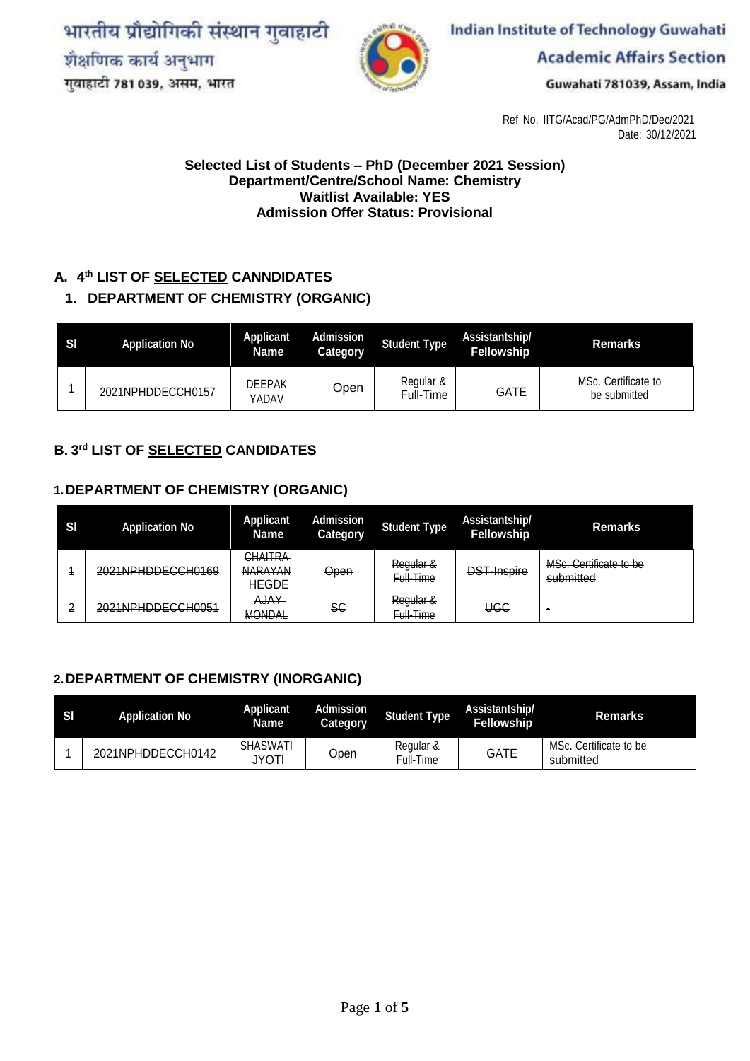भारतीय प्रौद्योगिकी संस्थान गुवाहाटी
शैक्षणिक कार्य अनुभाग
गुवाहाटी 781 039, असम, भारत

Indian Institute of Technology Guwahati
Academic Affairs Section
Guwahati 781039, Assam, India

Ref No. IITG/Acad/PG/AdmPhD/Dec/2021
Date: 30/12/2021

**Selected List of Students – PhD (December 2021 Session)**
**Department/Centre/School Name: Chemistry**
**Waitlist Available: YES**
**Admission Offer Status: Provisional**

## A. 4th LIST OF SELECTED CANNDIDATES

### 1. DEPARTMENT OF CHEMISTRY (ORGANIC)

| Sl | Application No | Applicant Name | Admission Category | Student Type | Assistantship/ Fellowship | Remarks |
|---|---|---|---|---|---|---|
| 1 | 2021NPHDDECCH0157 | DEEPAK YADAV | Open | Regular & Full-Time | GATE | MSc. Certificate to be submitted |

## B. 3rd LIST OF SELECTED CANDIDATES

### 1. DEPARTMENT OF CHEMISTRY (ORGANIC)

| Sl | Application No | Applicant Name | Admission Category | Student Type | Assistantship/ Fellowship | Remarks |
|---|---|---|---|---|---|---|
| ~~1~~ | ~~2021NPHDDECCH0169~~ | ~~CHAITRA NARAYAN HEGDE~~ | ~~Open~~ | ~~Regular & Full-Time~~ | ~~DST-Inspire~~ | ~~MSc. Certificate to be submitted~~ |
| ~~2~~ | ~~2021NPHDDECCH0051~~ | ~~AJAY MONDAL~~ | ~~SC~~ | ~~Regular & Full-Time~~ | ~~UGC~~ | ~~-~~ |

### 2. DEPARTMENT OF CHEMISTRY (INORGANIC)

| Sl | Application No | Applicant Name | Admission Category | Student Type | Assistantship/ Fellowship | Remarks |
|---|---|---|---|---|---|---|
| 1 | 2021NPHDDECCH0142 | SHASWATI JYOTI | Open | Regular & Full-Time | GATE | MSc. Certificate to be submitted |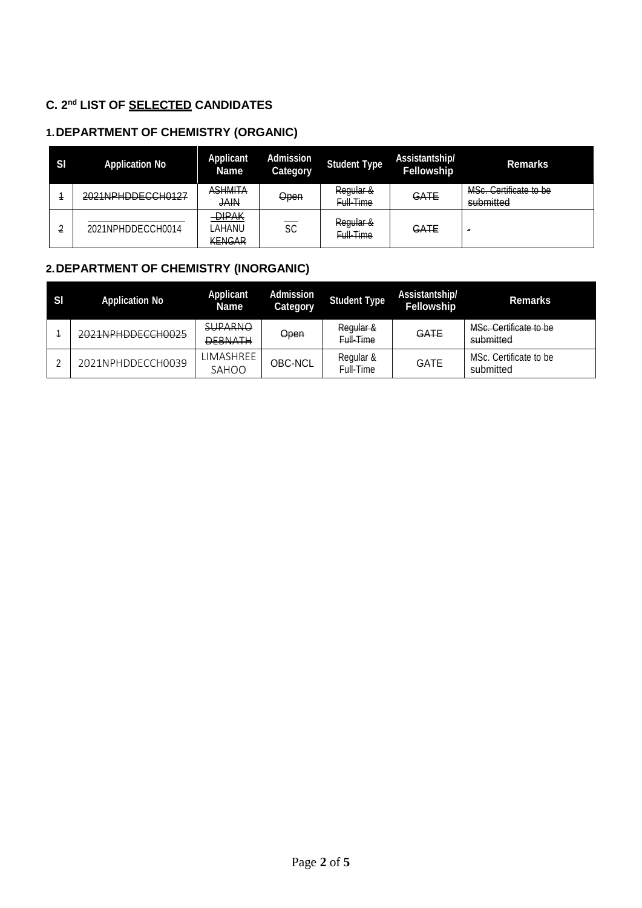### C. 2[nd] LIST OF <u>SELECTED</u> CANDIDATES

#### 1. DEPARTMENT OF CHEMISTRY (ORGANIC)

| Sl | Application No | Applicant Name | Admission Category | Student Type | Assistantship/ Fellowship | Remarks |
|---|---|---|---|---|---|---|
| ~~1~~ | ~~2021NPHDDECCH0127~~ | ~~ASHMITA JAIN~~ | ~~Open~~ | ~~Regular & Full-Time~~ | ~~GATE~~ | ~~MSc. Certificate to be submitted~~ |
| ~~2~~ | 2021NPHDDECCH0014 | ~~DIPAK~~ LAHANU ~~KENGAR~~ | SC | ~~Regular & Full-Time~~ | ~~GATE~~ | ~~-~~ |

#### 2. DEPARTMENT OF CHEMISTRY (INORGANIC)

| Sl | Application No | Applicant Name | Admission Category | Student Type | Assistantship/ Fellowship | Remarks |
|---|---|---|---|---|---|---|
| ~~1~~ | ~~2021NPHDDECCH0025~~ | ~~SUPARNO DEBNATH~~ | ~~Open~~ | ~~Regular & Full-Time~~ | ~~GATE~~ | ~~MSc. Certificate to be submitted~~ |
| 2 | 2021NPHDDECCH0039 | LIMASHREE SAHOO | OBC-NCL | Regular & Full-Time | GATE | MSc. Certificate to be submitted |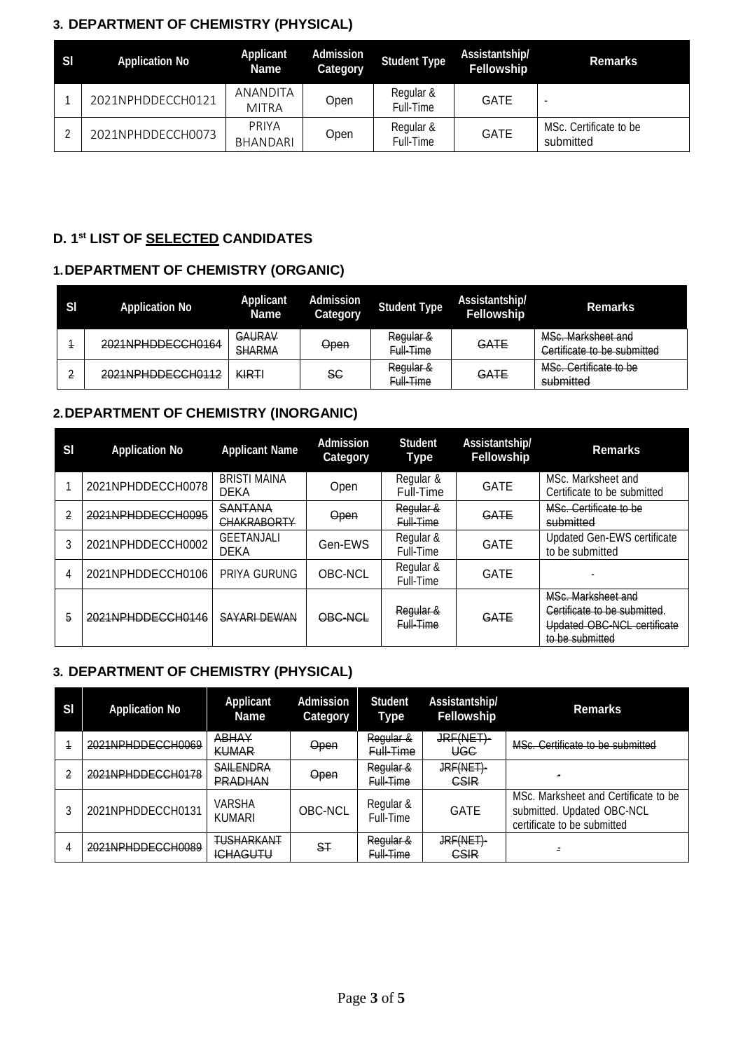### 3. DEPARTMENT OF CHEMISTRY (PHYSICAL)

| Sl | Application No | Applicant Name | Admission Category | Student Type | Assistantship/ Fellowship | Remarks |
|---|---|---|---|---|---|---|
| 1 | 2021NPHDDECCH0121 | ANANDITA MITRA | Open | Regular & Full-Time | GATE | - |
| 2 | 2021NPHDDECCH0073 | PRIYA BHANDARI | Open | Regular & Full-Time | GATE | MSc. Certificate to be submitted |

## D. 1st LIST OF SELECTED CANDIDATES

### 1. DEPARTMENT OF CHEMISTRY (ORGANIC)

| Sl | Application No | Applicant Name | Admission Category | Student Type | Assistantship/ Fellowship | Remarks |
|---|---|---|---|---|---|---|
| ~~1~~ | ~~2021NPHDDECCH0164~~ | ~~GAURAV SHARMA~~ | ~~Open~~ | ~~Regular & Full-Time~~ | ~~GATE~~ | ~~MSc. Marksheet and Certificate to be submitted~~ |
| ~~2~~ | ~~2021NPHDDECCH0112~~ | ~~KIRTI~~ | ~~SC~~ | ~~Regular & Full-Time~~ | ~~GATE~~ | ~~MSc. Certificate to be submitted~~ |

### 2. DEPARTMENT OF CHEMISTRY (INORGANIC)

| Sl | Application No | Applicant Name | Admission Category | Student Type | Assistantship/ Fellowship | Remarks |
|---|---|---|---|---|---|---|
| 1 | 2021NPHDDECCH0078 | BRISTI MAINA DEKA | Open | Regular & Full-Time | GATE | MSc. Marksheet and Certificate to be submitted |
| ~~2~~ | ~~2021NPHDDECCH0095~~ | ~~SANTANA CHAKRABORTY~~ | ~~Open~~ | ~~Regular & Full-Time~~ | ~~GATE~~ | ~~MSc. Certificate to be submitted~~ |
| 3 | 2021NPHDDECCH0002 | GEETANJALI DEKA | Gen-EWS | Regular & Full-Time | GATE | Updated Gen-EWS certificate to be submitted |
| 4 | 2021NPHDDECCH0106 | PRIYA GURUNG | OBC-NCL | Regular & Full-Time | GATE | - |
| ~~5~~ | ~~2021NPHDDECCH0146~~ | ~~SAYARI DEWAN~~ | ~~OBC-NCL~~ | ~~Regular & Full-Time~~ | ~~GATE~~ | ~~MSc. Marksheet and Certificate to be submitted. Updated OBC-NCL certificate to be submitted~~ |

### 3. DEPARTMENT OF CHEMISTRY (PHYSICAL)

| Sl | Application No | Applicant Name | Admission Category | Student Type | Assistantship/ Fellowship | Remarks |
|---|---|---|---|---|---|---|
| ~~1~~ | ~~2021NPHDDECCH0069~~ | ~~ABHAY KUMAR~~ | ~~Open~~ | ~~Regular & Full-Time~~ | ~~JRF(NET)-UGC~~ | ~~MSc. Certificate to be submitted~~ |
| ~~2~~ | ~~2021NPHDDECCH0178~~ | ~~SAILENDRA PRADHAN~~ | ~~Open~~ | ~~Regular & Full-Time~~ | ~~JRF(NET)-CSIR~~ | ~~-~~ |
| 3 | 2021NPHDDECCH0131 | VARSHA KUMARI | OBC-NCL | Regular & Full-Time | GATE | MSc. Marksheet and Certificate to be submitted. Updated OBC-NCL certificate to be submitted |
| 4 | ~~2021NPHDDECCH0089~~ | ~~TUSHARKANT ICHAGUTU~~ | ~~ST~~ | ~~Regular & Full-Time~~ | ~~JRF(NET)-CSIR~~ | ~~-~~ |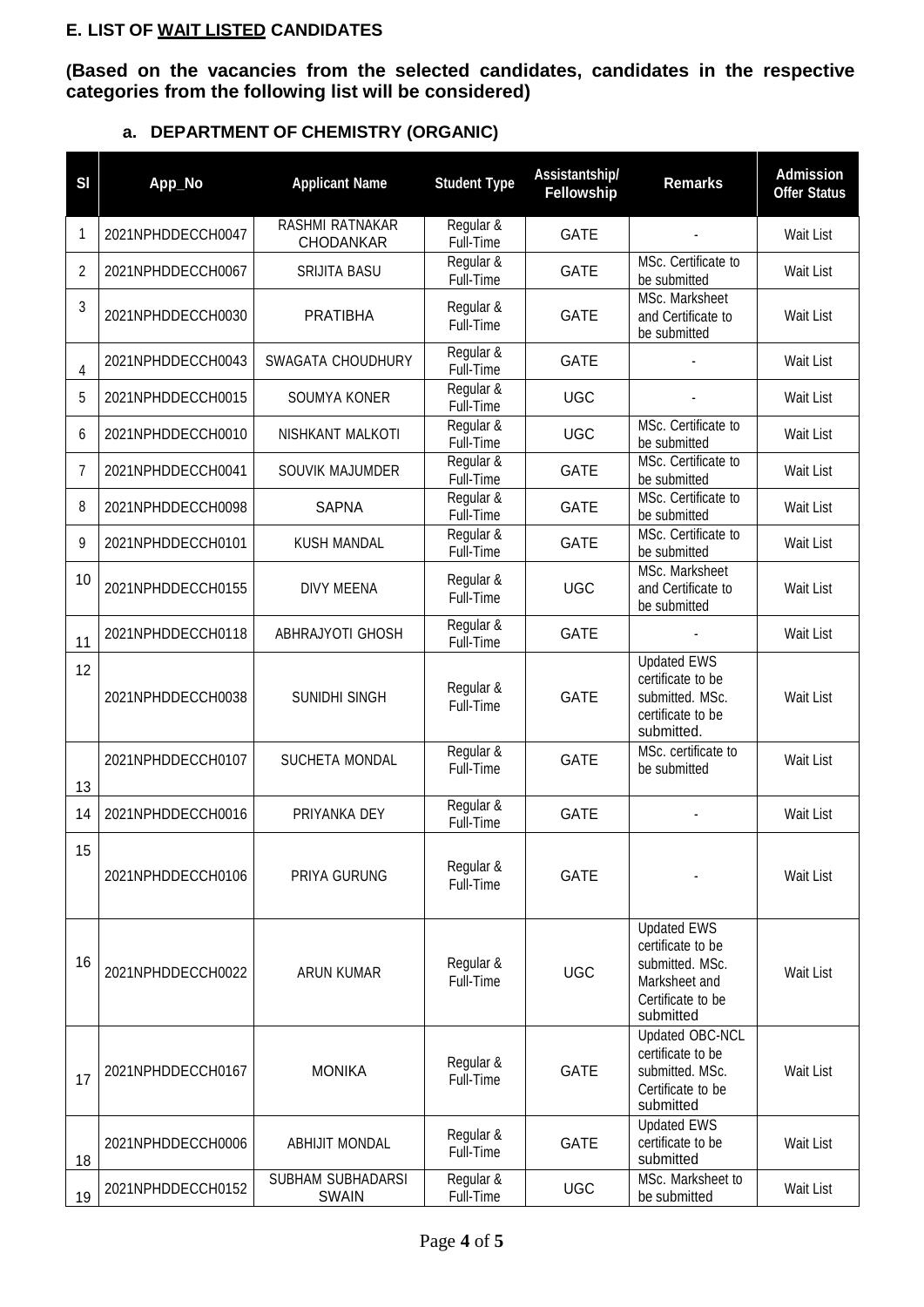### E. LIST OF <u>WAIT LISTED</u> CANDIDATES

**(Based on the vacancies from the selected candidates, candidates in the respective categories from the following list will be considered)**

#### a. DEPARTMENT OF CHEMISTRY (ORGANIC)

| Sl | App_No | Applicant Name | Student Type | Assistantship/ Fellowship | Remarks | Admission Offer Status |
|---|---|---|---|---|---|---|
| 1 | 2021NPHDDECCH0047 | RASHMI RATNAKAR CHODANKAR | Regular & Full-Time | GATE | - | Wait List |
| 2 | 2021NPHDDECCH0067 | SRIJITA BASU | Regular & Full-Time | GATE | MSc. Certificate to be submitted | Wait List |
| 3 | 2021NPHDDECCH0030 | PRATIBHA | Regular & Full-Time | GATE | MSc. Marksheet and Certificate to be submitted | Wait List |
| 4 | 2021NPHDDECCH0043 | SWAGATA CHOUDHURY | Regular & Full-Time | GATE | - | Wait List |
| 5 | 2021NPHDDECCH0015 | SOUMYA KONER | Regular & Full-Time | UGC | - | Wait List |
| 6 | 2021NPHDDECCH0010 | NISHKANT MALKOTI | Regular & Full-Time | UGC | MSc. Certificate to be submitted | Wait List |
| 7 | 2021NPHDDECCH0041 | SOUVIK MAJUMDER | Regular & Full-Time | GATE | MSc. Certificate to be submitted | Wait List |
| 8 | 2021NPHDDECCH0098 | SAPNA | Regular & Full-Time | GATE | MSc. Certificate to be submitted | Wait List |
| 9 | 2021NPHDDECCH0101 | KUSH MANDAL | Regular & Full-Time | GATE | MSc. Certificate to be submitted | Wait List |
| 10 | 2021NPHDDECCH0155 | DIVY MEENA | Regular & Full-Time | UGC | MSc. Marksheet and Certificate to be submitted | Wait List |
| 11 | 2021NPHDDECCH0118 | ABHRAJYOTI GHOSH | Regular & Full-Time | GATE | - | Wait List |
| 12 | 2021NPHDDECCH0038 | SUNIDHI SINGH | Regular & Full-Time | GATE | Updated EWS certificate to be submitted. MSc. certificate to be submitted. | Wait List |
| 13 | 2021NPHDDECCH0107 | SUCHETA MONDAL | Regular & Full-Time | GATE | MSc. certificate to be submitted | Wait List |
| 14 | 2021NPHDDECCH0016 | PRIYANKA DEY | Regular & Full-Time | GATE | - | Wait List |
| 15 | 2021NPHDDECCH0106 | PRIYA GURUNG | Regular & Full-Time | GATE | - | Wait List |
| 16 | 2021NPHDDECCH0022 | ARUN KUMAR | Regular & Full-Time | UGC | Updated EWS certificate to be submitted. MSc. Marksheet and Certificate to be submitted | Wait List |
| 17 | 2021NPHDDECCH0167 | MONIKA | Regular & Full-Time | GATE | Updated OBC-NCL certificate to be submitted. MSc. Certificate to be submitted | Wait List |
| 18 | 2021NPHDDECCH0006 | ABHIJIT MONDAL | Regular & Full-Time | GATE | Updated EWS certificate to be submitted | Wait List |
| 19 | 2021NPHDDECCH0152 | SUBHAM SUBHADARSI SWAIN | Regular & Full-Time | UGC | MSc. Marksheet to be submitted | Wait List |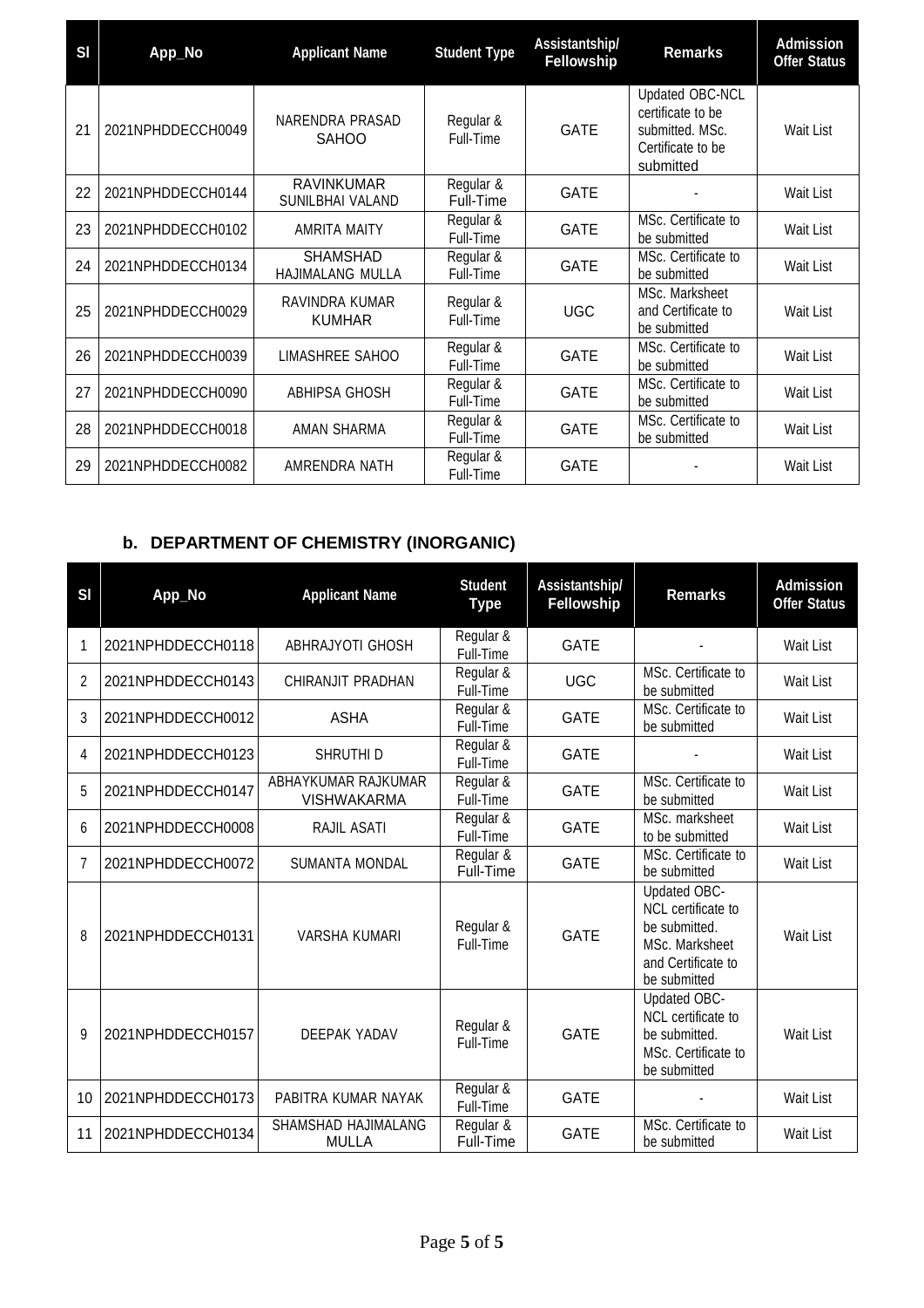| Sl | App_No | Applicant Name | Student Type | Assistantship/ Fellowship | Remarks | Admission Offer Status |
|---|---|---|---|---|---|---|
| 21 | 2021NPHDDECCH0049 | NARENDRA PRASAD SAHOO | Regular & Full-Time | GATE | Updated OBC-NCL certificate to be submitted. MSc. Certificate to be submitted | Wait List |
| 22 | 2021NPHDDECCH0144 | RAVINKUMAR SUNILBHAI VALAND | Regular & Full-Time | GATE | - | Wait List |
| 23 | 2021NPHDDECCH0102 | AMRITA MAITY | Regular & Full-Time | GATE | MSc. Certificate to be submitted | Wait List |
| 24 | 2021NPHDDECCH0134 | SHAMSHAD HAJIMALANG MULLA | Regular & Full-Time | GATE | MSc. Certificate to be submitted | Wait List |
| 25 | 2021NPHDDECCH0029 | RAVINDRA KUMAR KUMHAR | Regular & Full-Time | UGC | MSc. Marksheet and Certificate to be submitted | Wait List |
| 26 | 2021NPHDDECCH0039 | LIMASHREE SAHOO | Regular & Full-Time | GATE | MSc. Certificate to be submitted | Wait List |
| 27 | 2021NPHDDECCH0090 | ABHIPSA GHOSH | Regular & Full-Time | GATE | MSc. Certificate to be submitted | Wait List |
| 28 | 2021NPHDDECCH0018 | AMAN SHARMA | Regular & Full-Time | GATE | MSc. Certificate to be submitted | Wait List |
| 29 | 2021NPHDDECCH0082 | AMRENDRA NATH | Regular & Full-Time | GATE | - | Wait List |

## b. DEPARTMENT OF CHEMISTRY (INORGANIC)

| Sl | App_No | Applicant Name | Student Type | Assistantship/ Fellowship | Remarks | Admission Offer Status |
|---|---|---|---|---|---|---|
| 1 | 2021NPHDDECCH0118 | ABHRAJYOTI GHOSH | Regular & Full-Time | GATE | - | Wait List |
| 2 | 2021NPHDDECCH0143 | CHIRANJIT PRADHAN | Regular & Full-Time | UGC | MSc. Certificate to be submitted | Wait List |
| 3 | 2021NPHDDECCH0012 | ASHA | Regular & Full-Time | GATE | MSc. Certificate to be submitted | Wait List |
| 4 | 2021NPHDDECCH0123 | SHRUTHI D | Regular & Full-Time | GATE | - | Wait List |
| 5 | 2021NPHDDECCH0147 | ABHAYKUMAR RAJKUMAR VISHWAKARMA | Regular & Full-Time | GATE | MSc. Certificate to be submitted | Wait List |
| 6 | 2021NPHDDECCH0008 | RAJIL ASATI | Regular & Full-Time | GATE | MSc. marksheet to be submitted | Wait List |
| 7 | 2021NPHDDECCH0072 | SUMANTA MONDAL | Regular & Full-Time | GATE | MSc. Certificate to be submitted | Wait List |
| 8 | 2021NPHDDECCH0131 | VARSHA KUMARI | Regular & Full-Time | GATE | Updated OBC-NCL certificate to be submitted. MSc. Marksheet and Certificate to be submitted | Wait List |
| 9 | 2021NPHDDECCH0157 | DEEPAK YADAV | Regular & Full-Time | GATE | Updated OBC-NCL certificate to be submitted. MSc. Certificate to be submitted | Wait List |
| 10 | 2021NPHDDECCH0173 | PABITRA KUMAR NAYAK | Regular & Full-Time | GATE | - | Wait List |
| 11 | 2021NPHDDECCH0134 | SHAMSHAD HAJIMALANG MULLA | Regular & Full-Time | GATE | MSc. Certificate to be submitted | Wait List |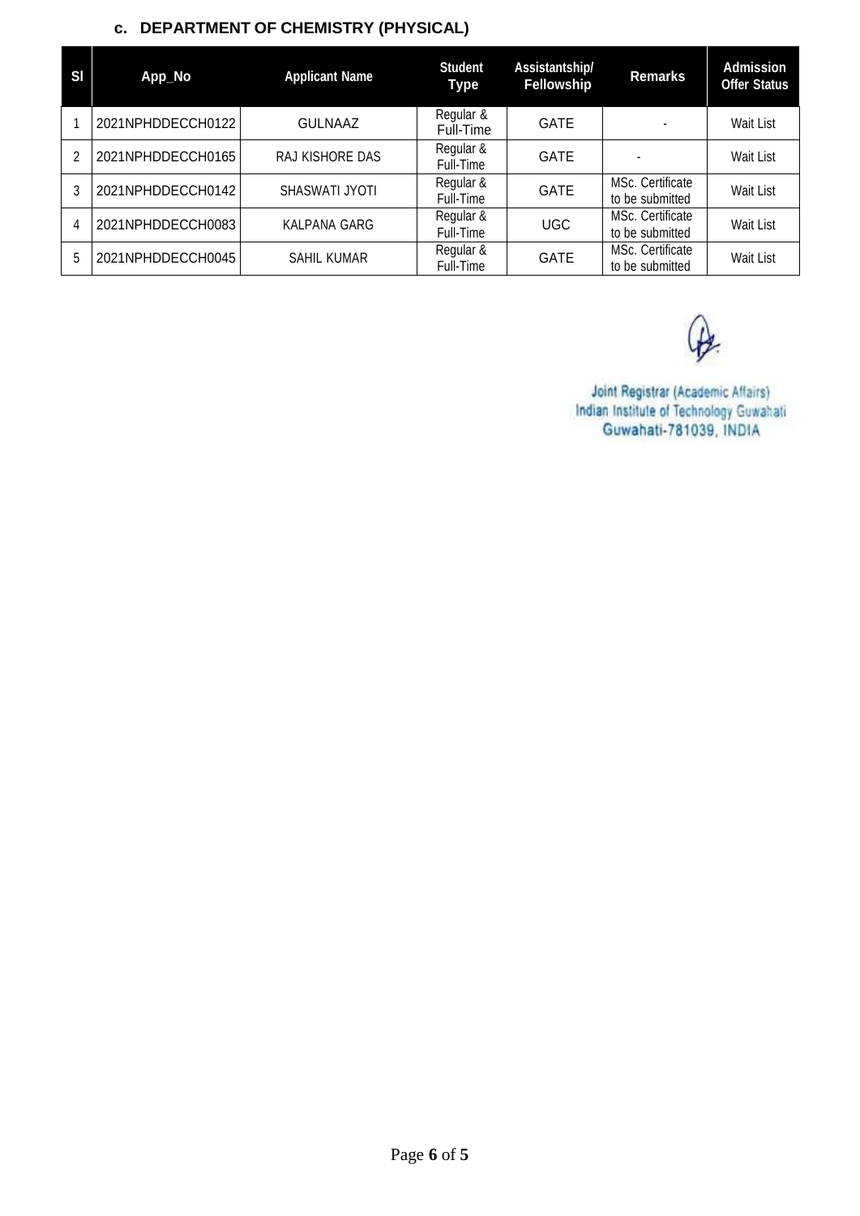### c. DEPARTMENT OF CHEMISTRY (PHYSICAL)

| Sl | App_No | Applicant Name | Student Type | Assistantship/ Fellowship | Remarks | Admission Offer Status |
|---|---|---|---|---|---|---|
| 1 | 2021NPHDDECCH0122 | GULNAAZ | Regular & Full-Time | GATE | - | Wait List |
| 2 | 2021NPHDDECCH0165 | RAJ KISHORE DAS | Regular & Full-Time | GATE | - | Wait List |
| 3 | 2021NPHDDECCH0142 | SHASWATI JYOTI | Regular & Full-Time | GATE | MSc. Certificate to be submitted | Wait List |
| 4 | 2021NPHDDECCH0083 | KALPANA GARG | Regular & Full-Time | UGC | MSc. Certificate to be submitted | Wait List |
| 5 | 2021NPHDDECCH0045 | SAHIL KUMAR | Regular & Full-Time | GATE | MSc. Certificate to be submitted | Wait List |

Joint Registrar (Academic Affairs)
Indian Institute of Technology Guwahati
Guwahati-781039, INDIA